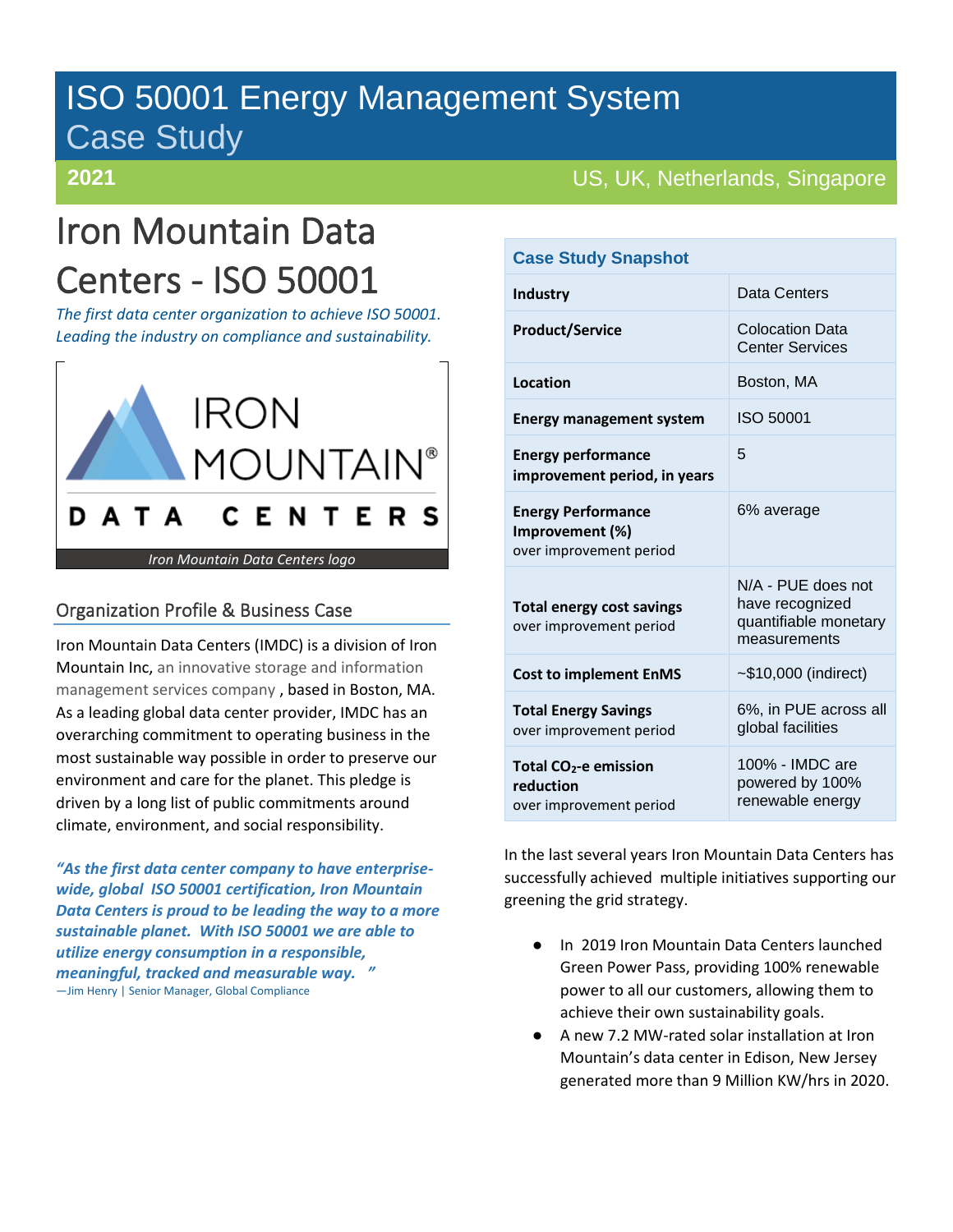# ISO 50001 Energy Management System Case Study

**2021** US, UK, Netherlands, Singapore

# Iron Mountain Data Centers - ISO 50001

*The first data center organization to achieve ISO 50001. Leading the industry on compliance and sustainability.*

IRON MOUNTAIN® DATA CENTERS

*Iron Mountain Data Centers logo*

## Organization Profile & Business Case

Iron Mountain Data Centers (IMDC) is a division of Iron Mountain Inc, an innovative storage and information management services company , based in Boston, MA. As a leading global data center provider, IMDC has an overarching commitment to operating business in the most sustainable way possible in order to preserve our environment and care for the planet. This pledge is driven by a long list of public commitments around climate, environment, and social responsibility.

***"As the first data center company to have enterprise-wide, global ISO 50001 certification, Iron Mountain Data Centers is proud to be leading the way to a more sustainable planet. With ISO 50001 we are able to utilize energy consumption in a responsible, meaningful, tracked and measurable way. "***

—Jim Henry | Senior Manager, Global Compliance

### Case Study Snapshot

| | |
|---|---|
| **Industry** | Data Centers |
| **Product/Service** | Colocation Data Center Services |
| **Location** | Boston, MA |
| **Energy management system** | ISO 50001 |
| **Energy performance improvement period, in years** | 5 |
| **Energy Performance Improvement (%)** over improvement period | 6% average |
| **Total energy cost savings** over improvement period | N/A - PUE does not have recognized quantifiable monetary measurements |
| **Cost to implement EnMS** | ~$10,000 (indirect) |
| **Total Energy Savings** over improvement period | 6%, in PUE across all global facilities |
| **Total $CO_2$-e emission reduction** over improvement period | 100% - IMDC are powered by 100% renewable energy |

In the last several years Iron Mountain Data Centers has successfully achieved multiple initiatives supporting our greening the grid strategy.

- In 2019 Iron Mountain Data Centers launched Green Power Pass, providing 100% renewable power to all our customers, allowing them to achieve their own sustainability goals.
- A new 7.2 MW-rated solar installation at Iron Mountain's data center in Edison, New Jersey generated more than 9 Million KW/hrs in 2020.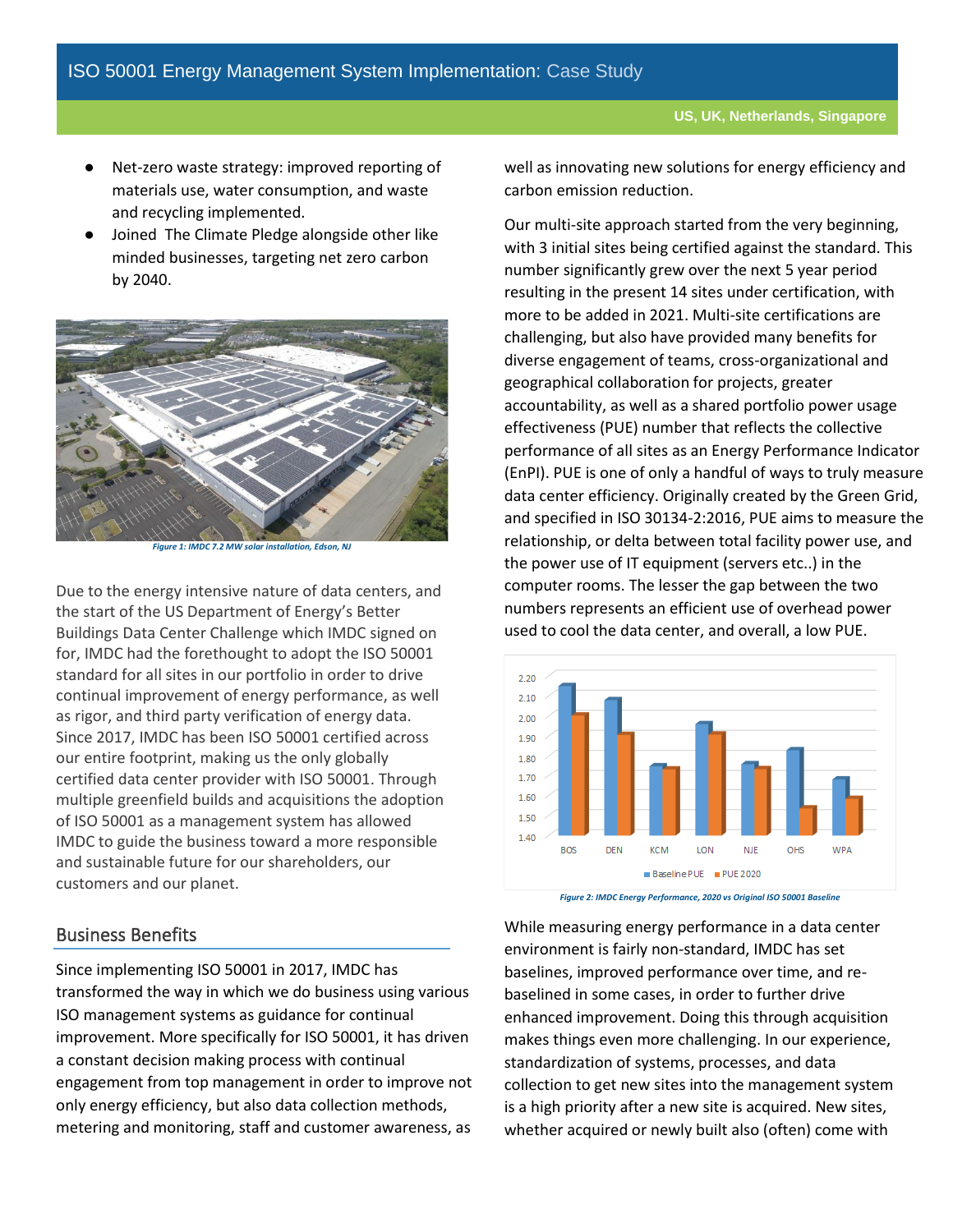- Net-zero waste strategy: improved reporting of materials use, water consumption, and waste and recycling implemented.
- Joined  The Climate Pledge alongside other like minded businesses, targeting net zero carbon by 2040.

*Figure 1: IMDC 7.2 MW solar installation, Edson, NJ*

Due to the energy intensive nature of data centers, and the start of the US Department of Energy's Better Buildings Data Center Challenge which IMDC signed on for, IMDC had the forethought to adopt the ISO 50001 standard for all sites in our portfolio in order to drive continual improvement of energy performance, as well as rigor, and third party verification of energy data. Since 2017, IMDC has been ISO 50001 certified across our entire footprint, making us the only globally certified data center provider with ISO 50001. Through multiple greenfield builds and acquisitions the adoption of ISO 50001 as a management system has allowed IMDC to guide the business toward a more responsible and sustainable future for our shareholders, our customers and our planet.

## Business Benefits

Since implementing ISO 50001 in 2017, IMDC has transformed the way in which we do business using various ISO management systems as guidance for continual improvement. More specifically for ISO 50001, it has driven a constant decision making process with continual engagement from top management in order to improve not only energy efficiency, but also data collection methods, metering and monitoring, staff and customer awareness, as well as innovating new solutions for energy efficiency and carbon emission reduction.

Our multi-site approach started from the very beginning, with 3 initial sites being certified against the standard. This number significantly grew over the next 5 year period resulting in the present 14 sites under certification, with more to be added in 2021. Multi-site certifications are challenging, but also have provided many benefits for diverse engagement of teams, cross-organizational and geographical collaboration for projects, greater accountability, as well as a shared portfolio power usage effectiveness (PUE) number that reflects the collective performance of all sites as an Energy Performance Indicator (EnPI). PUE is one of only a handful of ways to truly measure data center efficiency. Originally created by the Green Grid, and specified in ISO 30134-2:2016, PUE aims to measure the relationship, or delta between total facility power use, and the power use of IT equipment (servers etc..) in the computer rooms. The lesser the gap between the two numbers represents an efficient use of overhead power used to cool the data center, and overall, a low PUE.

*Figure 2: IMDC Energy Performance, 2020 vs Original ISO 50001 Baseline*

While measuring energy performance in a data center environment is fairly non-standard, IMDC has set baselines, improved performance over time, and re-baselined in some cases, in order to further drive enhanced improvement. Doing this through acquisition makes things even more challenging. In our experience, standardization of systems, processes, and data collection to get new sites into the management system is a high priority after a new site is acquired. New sites, whether acquired or newly built also (often) come with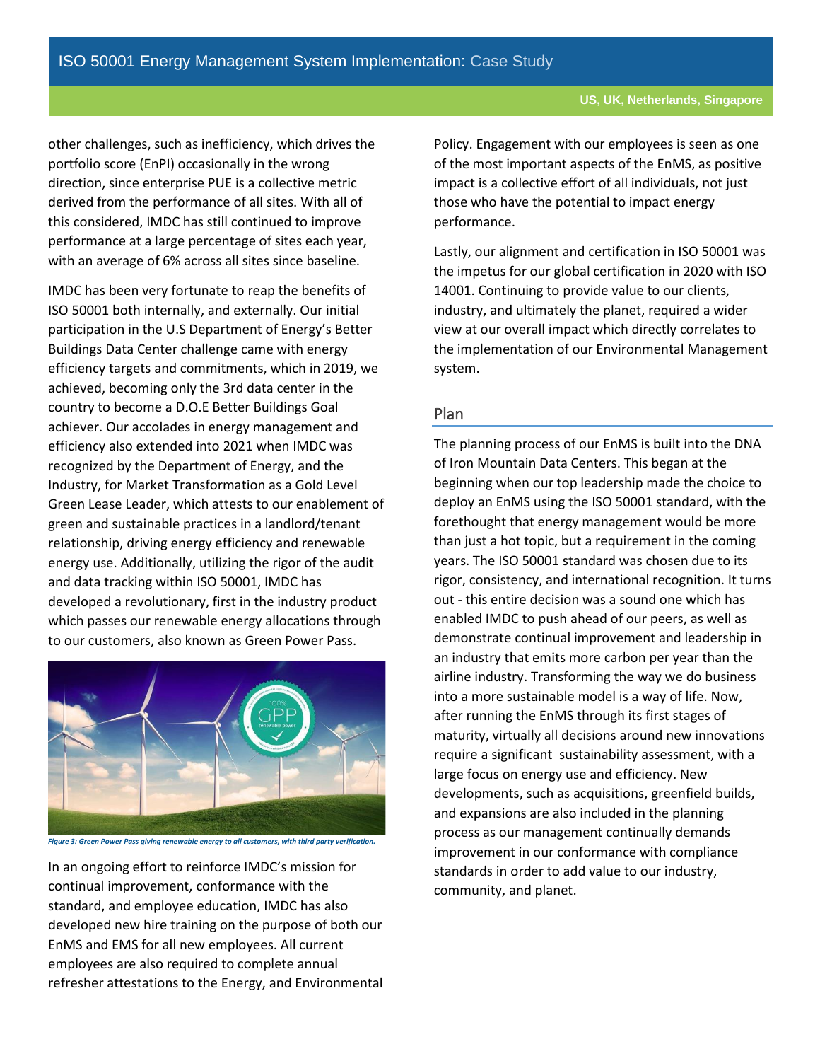other challenges, such as inefficiency, which drives the portfolio score (EnPI) occasionally in the wrong direction, since enterprise PUE is a collective metric derived from the performance of all sites. With all of this considered, IMDC has still continued to improve performance at a large percentage of sites each year, with an average of 6% across all sites since baseline.

IMDC has been very fortunate to reap the benefits of ISO 50001 both internally, and externally. Our initial participation in the U.S Department of Energy's Better Buildings Data Center challenge came with energy efficiency targets and commitments, which in 2019, we achieved, becoming only the 3rd data center in the country to become a D.O.E Better Buildings Goal achiever. Our accolades in energy management and efficiency also extended into 2021 when IMDC was recognized by the Department of Energy, and the Industry, for Market Transformation as a Gold Level Green Lease Leader, which attests to our enablement of green and sustainable practices in a landlord/tenant relationship, driving energy efficiency and renewable energy use. Additionally, utilizing the rigor of the audit and data tracking within ISO 50001, IMDC has developed a revolutionary, first in the industry product which passes our renewable energy allocations through to our customers, also known as Green Power Pass.

*Figure 3: Green Power Pass giving renewable energy to all customers, with third party verification.*

In an ongoing effort to reinforce IMDC's mission for continual improvement, conformance with the standard, and employee education, IMDC has also developed new hire training on the purpose of both our EnMS and EMS for all new employees. All current employees are also required to complete annual refresher attestations to the Energy, and Environmental Policy. Engagement with our employees is seen as one of the most important aspects of the EnMS, as positive impact is a collective effort of all individuals, not just those who have the potential to impact energy performance.

Lastly, our alignment and certification in ISO 50001 was the impetus for our global certification in 2020 with ISO 14001. Continuing to provide value to our clients, industry, and ultimately the planet, required a wider view at our overall impact which directly correlates to the implementation of our Environmental Management system.

## Plan

The planning process of our EnMS is built into the DNA of Iron Mountain Data Centers. This began at the beginning when our top leadership made the choice to deploy an EnMS using the ISO 50001 standard, with the forethought that energy management would be more than just a hot topic, but a requirement in the coming years. The ISO 50001 standard was chosen due to its rigor, consistency, and international recognition. It turns out - this entire decision was a sound one which has enabled IMDC to push ahead of our peers, as well as demonstrate continual improvement and leadership in an industry that emits more carbon per year than the airline industry. Transforming the way we do business into a more sustainable model is a way of life. Now, after running the EnMS through its first stages of maturity, virtually all decisions around new innovations require a significant sustainability assessment, with a large focus on energy use and efficiency. New developments, such as acquisitions, greenfield builds, and expansions are also included in the planning process as our management continually demands improvement in our conformance with compliance standards in order to add value to our industry, community, and planet.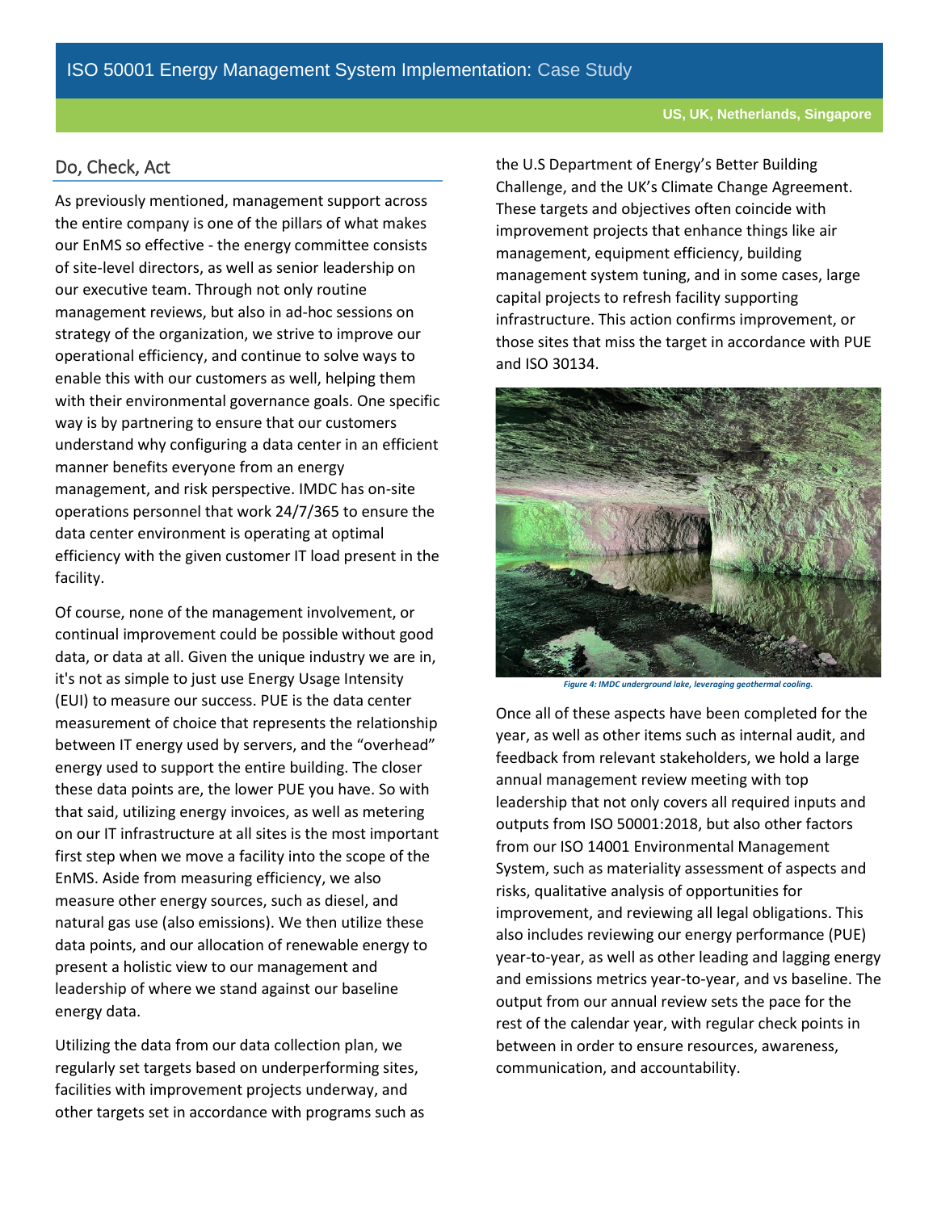## Do, Check, Act

As previously mentioned, management support across the entire company is one of the pillars of what makes our EnMS so effective - the energy committee consists of site-level directors, as well as senior leadership on our executive team. Through not only routine management reviews, but also in ad-hoc sessions on strategy of the organization, we strive to improve our operational efficiency, and continue to solve ways to enable this with our customers as well, helping them with their environmental governance goals. One specific way is by partnering to ensure that our customers understand why configuring a data center in an efficient manner benefits everyone from an energy management, and risk perspective. IMDC has on-site operations personnel that work 24/7/365 to ensure the data center environment is operating at optimal efficiency with the given customer IT load present in the facility.

Of course, none of the management involvement, or continual improvement could be possible without good data, or data at all. Given the unique industry we are in, it's not as simple to just use Energy Usage Intensity (EUI) to measure our success. PUE is the data center measurement of choice that represents the relationship between IT energy used by servers, and the "overhead" energy used to support the entire building. The closer these data points are, the lower PUE you have. So with that said, utilizing energy invoices, as well as metering on our IT infrastructure at all sites is the most important first step when we move a facility into the scope of the EnMS. Aside from measuring efficiency, we also measure other energy sources, such as diesel, and natural gas use (also emissions). We then utilize these data points, and our allocation of renewable energy to present a holistic view to our management and leadership of where we stand against our baseline energy data.

Utilizing the data from our data collection plan, we regularly set targets based on underperforming sites, facilities with improvement projects underway, and other targets set in accordance with programs such as the U.S Department of Energy's Better Building Challenge, and the UK's Climate Change Agreement. These targets and objectives often coincide with improvement projects that enhance things like air management, equipment efficiency, building management system tuning, and in some cases, large capital projects to refresh facility supporting infrastructure. This action confirms improvement, or those sites that miss the target in accordance with PUE and ISO 30134.

*Figure 4: IMDC underground lake, leveraging geothermal cooling.*

Once all of these aspects have been completed for the year, as well as other items such as internal audit, and feedback from relevant stakeholders, we hold a large annual management review meeting with top leadership that not only covers all required inputs and outputs from ISO 50001:2018, but also other factors from our ISO 14001 Environmental Management System, such as materiality assessment of aspects and risks, qualitative analysis of opportunities for improvement, and reviewing all legal obligations. This also includes reviewing our energy performance (PUE) year-to-year, as well as other leading and lagging energy and emissions metrics year-to-year, and vs baseline. The output from our annual review sets the pace for the rest of the calendar year, with regular check points in between in order to ensure resources, awareness, communication, and accountability.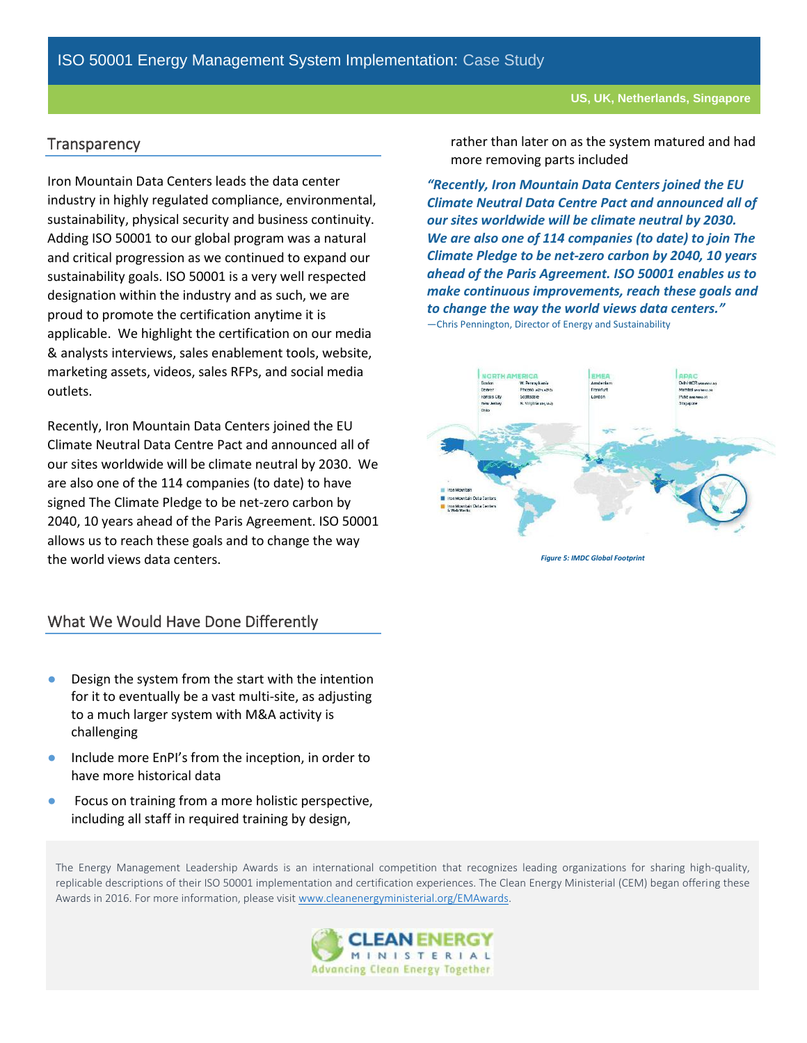## Transparency

Iron Mountain Data Centers leads the data center industry in highly regulated compliance, environmental, sustainability, physical security and business continuity. Adding ISO 50001 to our global program was a natural and critical progression as we continued to expand our sustainability goals. ISO 50001 is a very well respected designation within the industry and as such, we are proud to promote the certification anytime it is applicable. We highlight the certification on our media & analysts interviews, sales enablement tools, website, marketing assets, videos, sales RFPs, and social media outlets.

Recently, Iron Mountain Data Centers joined the EU Climate Neutral Data Centre Pact and announced all of our sites worldwide will be climate neutral by 2030. We are also one of the 114 companies (to date) to have signed The Climate Pledge to be net-zero carbon by 2040, 10 years ahead of the Paris Agreement. ISO 50001 allows us to reach these goals and to change the way the world views data centers.

## What We Would Have Done Differently

- Design the system from the start with the intention for it to eventually be a vast multi-site, as adjusting to a much larger system with M&A activity is challenging
- Include more EnPI's from the inception, in order to have more historical data
- Focus on training from a more holistic perspective, including all staff in required training by design, rather than later on as the system matured and had more removing parts included

***"Recently, Iron Mountain Data Centers joined the EU Climate Neutral Data Centre Pact and announced all of our sites worldwide will be climate neutral by 2030. We are also one of 114 companies (to date) to join The Climate Pledge to be net-zero carbon by 2040, 10 years ahead of the Paris Agreement. ISO 50001 enables us to make continuous improvements, reach these goals and to change the way the world views data centers."***
—Chris Pennington, Director of Energy and Sustainability

*Figure 5: IMDC Global Footprint*

The Energy Management Leadership Awards is an international competition that recognizes leading organizations for sharing high-quality, replicable descriptions of their ISO 50001 implementation and certification experiences. The Clean Energy Ministerial (CEM) began offering these Awards in 2016. For more information, please visit www.cleanenergyministerial.org/EMAwards.